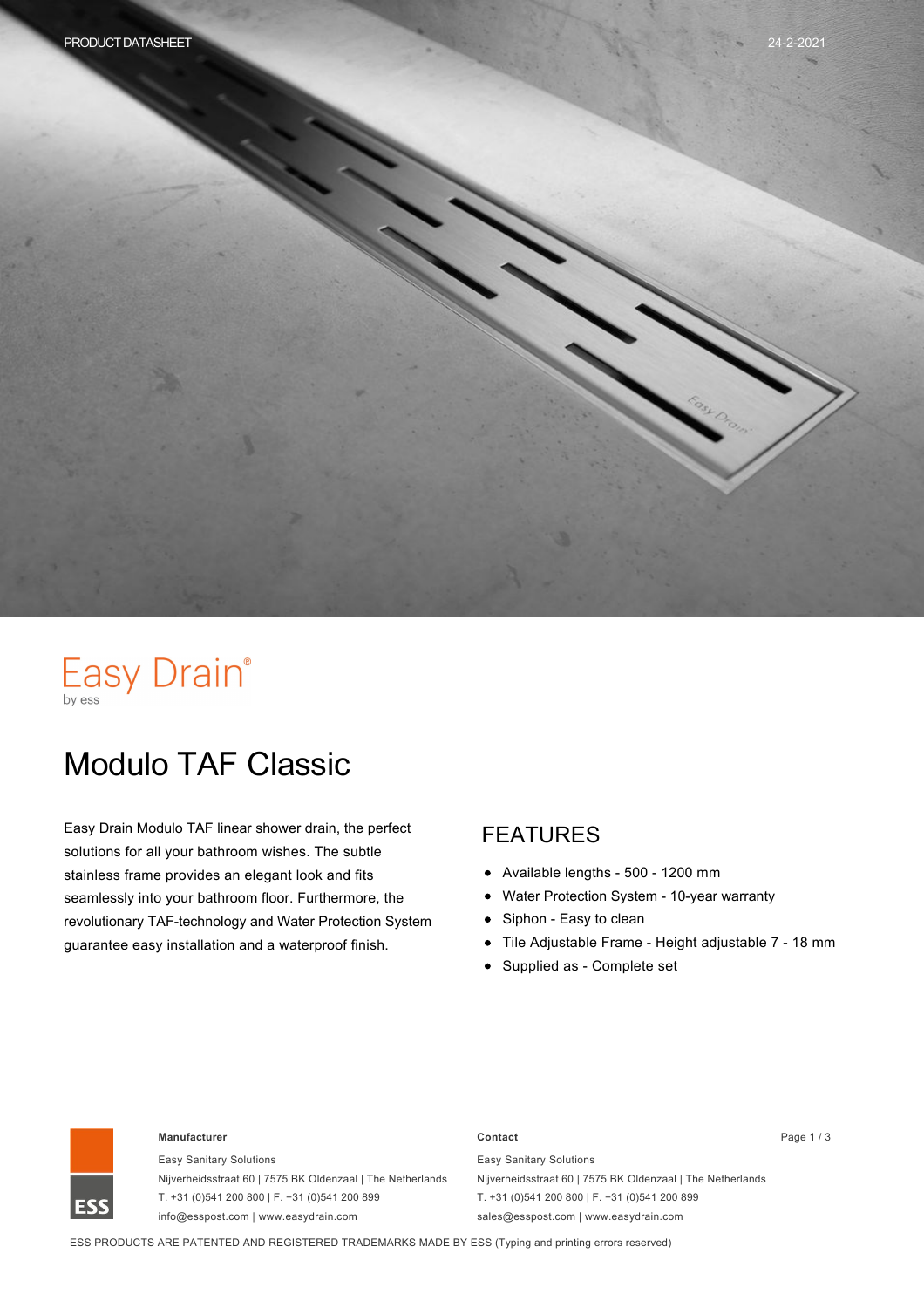Easy Drain®
by ess

# Modulo TAF Classic

Easy Drain Modulo TAF linear shower drain, the perfect solutions for all your bathroom wishes. The subtle stainless frame provides an elegant look and fits seamlessly into your bathroom floor. Furthermore, the revolutionary TAF-technology and Water Protection System guarantee easy installation and a waterproof finish.

## FEATURES

- Available lengths - 500 - 1200 mm
- Water Protection System - 10-year warranty
- Siphon - Easy to clean
- Tile Adjustable Frame - Height adjustable 7 - 18 mm
- Supplied as - Complete set

**Manufacturer**

Easy Sanitary Solutions
Nijverheidsstraat 60 | 7575 BK Oldenzaal | The Netherlands
T. +31 (0)541 200 800 | F. +31 (0)541 200 899
info@esspost.com | www.easydrain.com

**Contact**

Easy Sanitary Solutions
Nijverheidsstraat 60 | 7575 BK Oldenzaal | The Netherlands
T. +31 (0)541 200 800 | F. +31 (0)541 200 899
sales@esspost.com | www.easydrain.com

ESS PRODUCTS ARE PATENTED AND REGISTERED TRADEMARKS MADE BY ESS (Typing and printing errors reserved)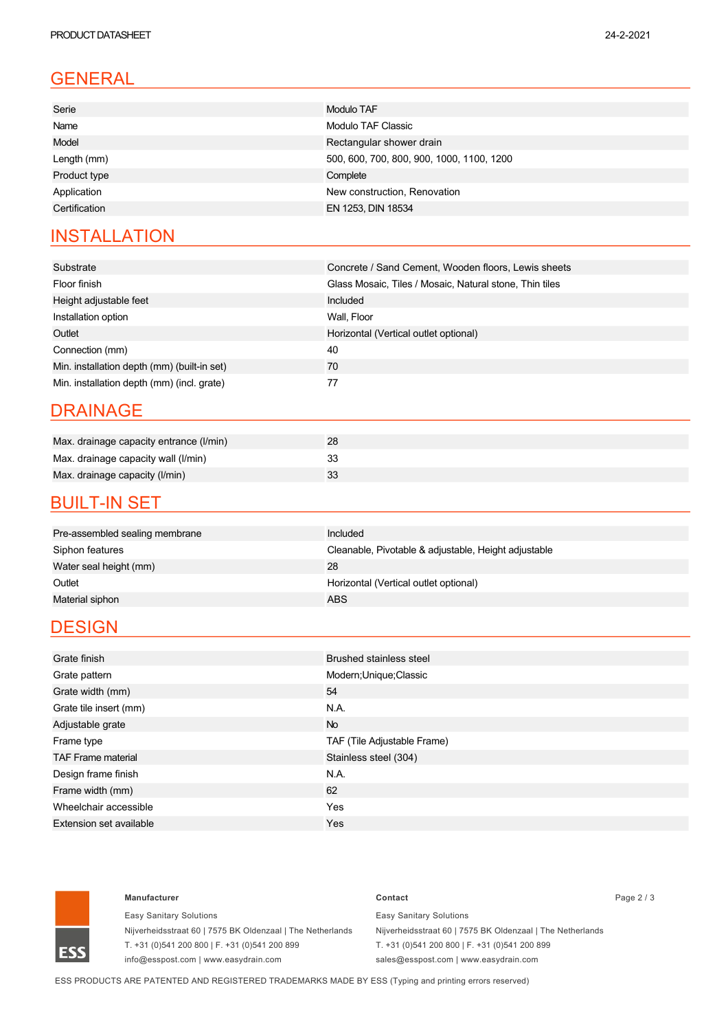## GENERAL

| | |
|---|---|
| Serie | Modulo TAF |
| Name | Modulo TAF Classic |
| Model | Rectangular shower drain |
| Length (mm) | 500, 600, 700, 800, 900, 1000, 1100, 1200 |
| Product type | Complete |
| Application | New construction, Renovation |
| Certification | EN 1253, DIN 18534 |

## INSTALLATION

| | |
|---|---|
| Substrate | Concrete / Sand Cement, Wooden floors, Lewis sheets |
| Floor finish | Glass Mosaic, Tiles / Mosaic, Natural stone, Thin tiles |
| Height adjustable feet | Included |
| Installation option | Wall, Floor |
| Outlet | Horizontal (Vertical outlet optional) |
| Connection (mm) | 40 |
| Min. installation depth (mm) (built-in set) | 70 |
| Min. installation depth (mm) (incl. grate) | 77 |

## DRAINAGE

| | |
|---|---|
| Max. drainage capacity entrance (l/min) | 28 |
| Max. drainage capacity wall (l/min) | 33 |
| Max. drainage capacity (l/min) | 33 |

## BUILT-IN SET

| | |
|---|---|
| Pre-assembled sealing membrane | Included |
| Siphon features | Cleanable, Pivotable & adjustable, Height adjustable |
| Water seal height (mm) | 28 |
| Outlet | Horizontal (Vertical outlet optional) |
| Material siphon | ABS |

## DESIGN

| | |
|---|---|
| Grate finish | Brushed stainless steel |
| Grate pattern | Modern;Unique;Classic |
| Grate width (mm) | 54 |
| Grate tile insert (mm) | N.A. |
| Adjustable grate | No |
| Frame type | TAF (Tile Adjustable Frame) |
| TAF Frame material | Stainless steel (304) |
| Design frame finish | N.A. |
| Frame width (mm) | 62 |
| Wheelchair accessible | Yes |
| Extension set available | Yes |

**Manufacturer**

Easy Sanitary Solutions
Nijverheidsstraat 60 | 7575 BK Oldenzaal | The Netherlands
T. +31 (0)541 200 800 | F. +31 (0)541 200 899
info@esspost.com | www.easydrain.com

**Contact**

Easy Sanitary Solutions
Nijverheidsstraat 60 | 7575 BK Oldenzaal | The Netherlands
T. +31 (0)541 200 800 | F. +31 (0)541 200 899
sales@esspost.com | www.easydrain.com

ESS PRODUCTS ARE PATENTED AND REGISTERED TRADEMARKS MADE BY ESS (Typing and printing errors reserved)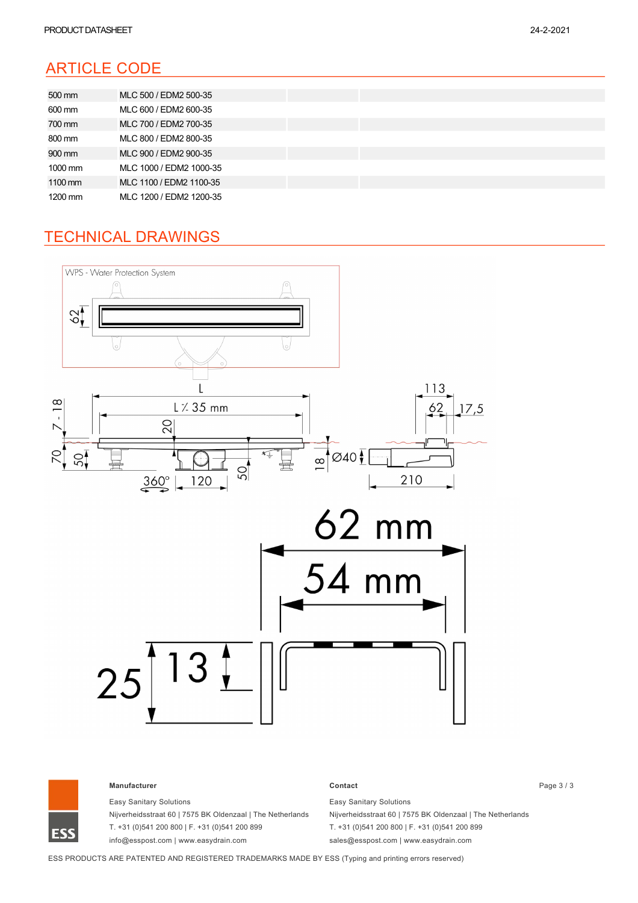## ARTICLE CODE

| | | | |
|---|---|---|---|
| 500 mm | MLC 500 / EDM2 500-35 | | |
| 600 mm | MLC 600 / EDM2 600-35 | | |
| 700 mm | MLC 700 / EDM2 700-35 | | |
| 800 mm | MLC 800 / EDM2 800-35 | | |
| 900 mm | MLC 900 / EDM2 900-35 | | |
| 1000 mm | MLC 1000 / EDM2 1000-35 | | |
| 1100 mm | MLC 1100 / EDM2 1100-35 | | |
| 1200 mm | MLC 1200 / EDM2 1200-35 | | |

## TECHNICAL DRAWINGS

WPS - Water Protection System

62

L

L ⁄ 35 mm

20

7 - 18

70

50

360°

120

50

18

Ø40

113

62

17,5

210

62 mm

54 mm

25

13

**Manufacturer**

Easy Sanitary Solutions
Nijverheidsstraat 60 | 7575 BK Oldenzaal | The Netherlands
T. +31 (0)541 200 800 | F. +31 (0)541 200 899
info@esspost.com | www.easydrain.com

**Contact**

Easy Sanitary Solutions
Nijverheidsstraat 60 | 7575 BK Oldenzaal | The Netherlands
T. +31 (0)541 200 800 | F. +31 (0)541 200 899
sales@esspost.com | www.easydrain.com

ESS PRODUCTS ARE PATENTED AND REGISTERED TRADEMARKS MADE BY ESS (Typing and printing errors reserved)